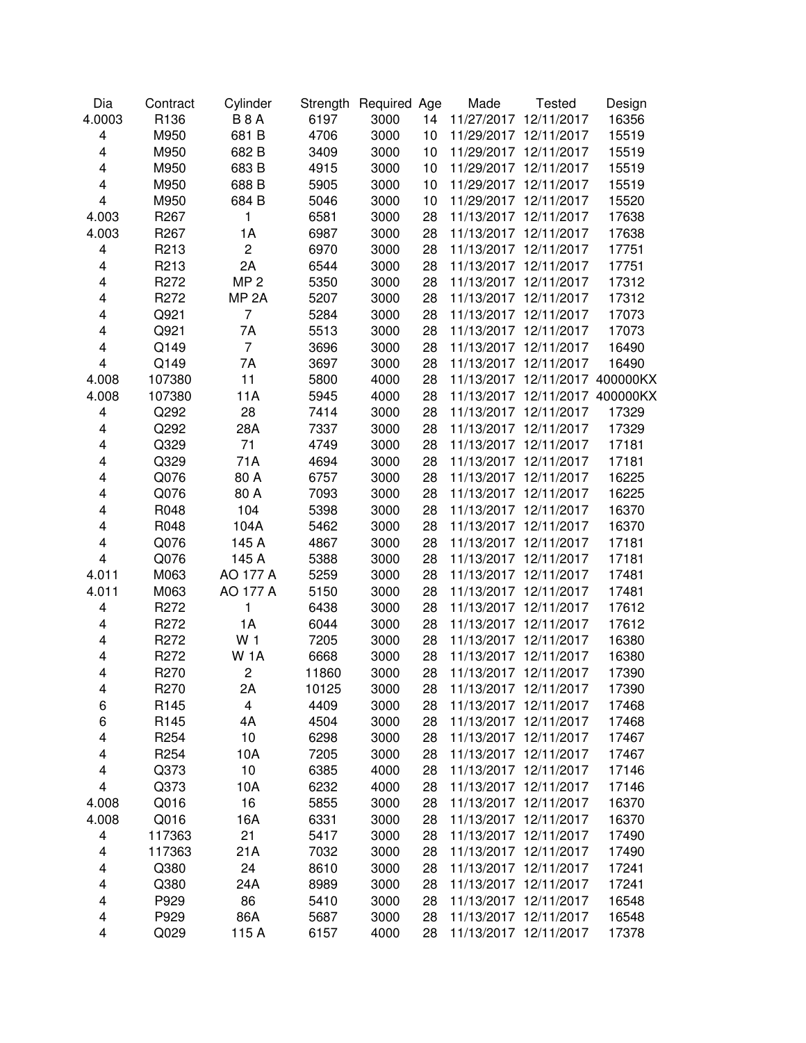| Dia | Contract | Cylinder | Strength | Required | Age | Made | Tested | Design |
|---|---|---|---|---|---|---|---|---|
| 4.0003 | R136 | B 8 A | 6197 | 3000 | 14 | 11/27/2017 | 12/11/2017 | 16356 |
| 4 | M950 | 681 B | 4706 | 3000 | 10 | 11/29/2017 | 12/11/2017 | 15519 |
| 4 | M950 | 682 B | 3409 | 3000 | 10 | 11/29/2017 | 12/11/2017 | 15519 |
| 4 | M950 | 683 B | 4915 | 3000 | 10 | 11/29/2017 | 12/11/2017 | 15519 |
| 4 | M950 | 688 B | 5905 | 3000 | 10 | 11/29/2017 | 12/11/2017 | 15519 |
| 4 | M950 | 684 B | 5046 | 3000 | 10 | 11/29/2017 | 12/11/2017 | 15520 |
| 4.003 | R267 | 1 | 6581 | 3000 | 28 | 11/13/2017 | 12/11/2017 | 17638 |
| 4.003 | R267 | 1A | 6987 | 3000 | 28 | 11/13/2017 | 12/11/2017 | 17638 |
| 4 | R213 | 2 | 6970 | 3000 | 28 | 11/13/2017 | 12/11/2017 | 17751 |
| 4 | R213 | 2A | 6544 | 3000 | 28 | 11/13/2017 | 12/11/2017 | 17751 |
| 4 | R272 | MP 2 | 5350 | 3000 | 28 | 11/13/2017 | 12/11/2017 | 17312 |
| 4 | R272 | MP 2A | 5207 | 3000 | 28 | 11/13/2017 | 12/11/2017 | 17312 |
| 4 | Q921 | 7 | 5284 | 3000 | 28 | 11/13/2017 | 12/11/2017 | 17073 |
| 4 | Q921 | 7A | 5513 | 3000 | 28 | 11/13/2017 | 12/11/2017 | 17073 |
| 4 | Q149 | 7 | 3696 | 3000 | 28 | 11/13/2017 | 12/11/2017 | 16490 |
| 4 | Q149 | 7A | 3697 | 3000 | 28 | 11/13/2017 | 12/11/2017 | 16490 |
| 4.008 | 107380 | 11 | 5800 | 4000 | 28 | 11/13/2017 | 12/11/2017 | 400000KX |
| 4.008 | 107380 | 11A | 5945 | 4000 | 28 | 11/13/2017 | 12/11/2017 | 400000KX |
| 4 | Q292 | 28 | 7414 | 3000 | 28 | 11/13/2017 | 12/11/2017 | 17329 |
| 4 | Q292 | 28A | 7337 | 3000 | 28 | 11/13/2017 | 12/11/2017 | 17329 |
| 4 | Q329 | 71 | 4749 | 3000 | 28 | 11/13/2017 | 12/11/2017 | 17181 |
| 4 | Q329 | 71A | 4694 | 3000 | 28 | 11/13/2017 | 12/11/2017 | 17181 |
| 4 | Q076 | 80 A | 6757 | 3000 | 28 | 11/13/2017 | 12/11/2017 | 16225 |
| 4 | Q076 | 80 A | 7093 | 3000 | 28 | 11/13/2017 | 12/11/2017 | 16225 |
| 4 | R048 | 104 | 5398 | 3000 | 28 | 11/13/2017 | 12/11/2017 | 16370 |
| 4 | R048 | 104A | 5462 | 3000 | 28 | 11/13/2017 | 12/11/2017 | 16370 |
| 4 | Q076 | 145 A | 4867 | 3000 | 28 | 11/13/2017 | 12/11/2017 | 17181 |
| 4 | Q076 | 145 A | 5388 | 3000 | 28 | 11/13/2017 | 12/11/2017 | 17181 |
| 4.011 | M063 | AO 177 A | 5259 | 3000 | 28 | 11/13/2017 | 12/11/2017 | 17481 |
| 4.011 | M063 | AO 177 A | 5150 | 3000 | 28 | 11/13/2017 | 12/11/2017 | 17481 |
| 4 | R272 | 1 | 6438 | 3000 | 28 | 11/13/2017 | 12/11/2017 | 17612 |
| 4 | R272 | 1A | 6044 | 3000 | 28 | 11/13/2017 | 12/11/2017 | 17612 |
| 4 | R272 | W 1 | 7205 | 3000 | 28 | 11/13/2017 | 12/11/2017 | 16380 |
| 4 | R272 | W 1A | 6668 | 3000 | 28 | 11/13/2017 | 12/11/2017 | 16380 |
| 4 | R270 | 2 | 11860 | 3000 | 28 | 11/13/2017 | 12/11/2017 | 17390 |
| 4 | R270 | 2A | 10125 | 3000 | 28 | 11/13/2017 | 12/11/2017 | 17390 |
| 6 | R145 | 4 | 4409 | 3000 | 28 | 11/13/2017 | 12/11/2017 | 17468 |
| 6 | R145 | 4A | 4504 | 3000 | 28 | 11/13/2017 | 12/11/2017 | 17468 |
| 4 | R254 | 10 | 6298 | 3000 | 28 | 11/13/2017 | 12/11/2017 | 17467 |
| 4 | R254 | 10A | 7205 | 3000 | 28 | 11/13/2017 | 12/11/2017 | 17467 |
| 4 | Q373 | 10 | 6385 | 4000 | 28 | 11/13/2017 | 12/11/2017 | 17146 |
| 4 | Q373 | 10A | 6232 | 4000 | 28 | 11/13/2017 | 12/11/2017 | 17146 |
| 4.008 | Q016 | 16 | 5855 | 3000 | 28 | 11/13/2017 | 12/11/2017 | 16370 |
| 4.008 | Q016 | 16A | 6331 | 3000 | 28 | 11/13/2017 | 12/11/2017 | 16370 |
| 4 | 117363 | 21 | 5417 | 3000 | 28 | 11/13/2017 | 12/11/2017 | 17490 |
| 4 | 117363 | 21A | 7032 | 3000 | 28 | 11/13/2017 | 12/11/2017 | 17490 |
| 4 | Q380 | 24 | 8610 | 3000 | 28 | 11/13/2017 | 12/11/2017 | 17241 |
| 4 | Q380 | 24A | 8989 | 3000 | 28 | 11/13/2017 | 12/11/2017 | 17241 |
| 4 | P929 | 86 | 5410 | 3000 | 28 | 11/13/2017 | 12/11/2017 | 16548 |
| 4 | P929 | 86A | 5687 | 3000 | 28 | 11/13/2017 | 12/11/2017 | 16548 |
| 4 | Q029 | 115 A | 6157 | 4000 | 28 | 11/13/2017 | 12/11/2017 | 17378 |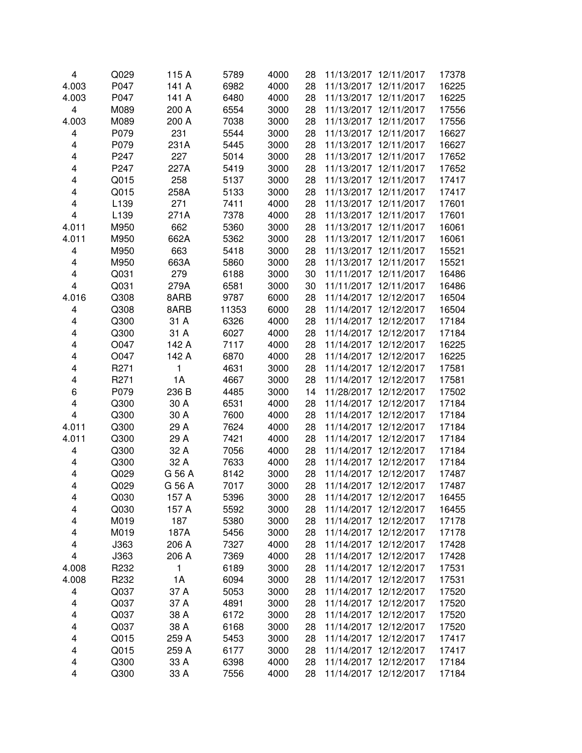| | | | | | | | | |
|---|---|---|---|---|---|---|---|---|
| 4 | Q029 | 115 A | 5789 | 4000 | 28 | 11/13/2017 | 12/11/2017 | 17378 |
| 4.003 | P047 | 141 A | 6982 | 4000 | 28 | 11/13/2017 | 12/11/2017 | 16225 |
| 4.003 | P047 | 141 A | 6480 | 4000 | 28 | 11/13/2017 | 12/11/2017 | 16225 |
| 4 | M089 | 200 A | 6554 | 3000 | 28 | 11/13/2017 | 12/11/2017 | 17556 |
| 4.003 | M089 | 200 A | 7038 | 3000 | 28 | 11/13/2017 | 12/11/2017 | 17556 |
| 4 | P079 | 231 | 5544 | 3000 | 28 | 11/13/2017 | 12/11/2017 | 16627 |
| 4 | P079 | 231A | 5445 | 3000 | 28 | 11/13/2017 | 12/11/2017 | 16627 |
| 4 | P247 | 227 | 5014 | 3000 | 28 | 11/13/2017 | 12/11/2017 | 17652 |
| 4 | P247 | 227A | 5419 | 3000 | 28 | 11/13/2017 | 12/11/2017 | 17652 |
| 4 | Q015 | 258 | 5137 | 3000 | 28 | 11/13/2017 | 12/11/2017 | 17417 |
| 4 | Q015 | 258A | 5133 | 3000 | 28 | 11/13/2017 | 12/11/2017 | 17417 |
| 4 | L139 | 271 | 7411 | 4000 | 28 | 11/13/2017 | 12/11/2017 | 17601 |
| 4 | L139 | 271A | 7378 | 4000 | 28 | 11/13/2017 | 12/11/2017 | 17601 |
| 4.011 | M950 | 662 | 5360 | 3000 | 28 | 11/13/2017 | 12/11/2017 | 16061 |
| 4.011 | M950 | 662A | 5362 | 3000 | 28 | 11/13/2017 | 12/11/2017 | 16061 |
| 4 | M950 | 663 | 5418 | 3000 | 28 | 11/13/2017 | 12/11/2017 | 15521 |
| 4 | M950 | 663A | 5860 | 3000 | 28 | 11/13/2017 | 12/11/2017 | 15521 |
| 4 | Q031 | 279 | 6188 | 3000 | 30 | 11/11/2017 | 12/11/2017 | 16486 |
| 4 | Q031 | 279A | 6581 | 3000 | 30 | 11/11/2017 | 12/11/2017 | 16486 |
| 4.016 | Q308 | 8ARB | 9787 | 6000 | 28 | 11/14/2017 | 12/12/2017 | 16504 |
| 4 | Q308 | 8ARB | 11353 | 6000 | 28 | 11/14/2017 | 12/12/2017 | 16504 |
| 4 | Q300 | 31 A | 6326 | 4000 | 28 | 11/14/2017 | 12/12/2017 | 17184 |
| 4 | Q300 | 31 A | 6027 | 4000 | 28 | 11/14/2017 | 12/12/2017 | 17184 |
| 4 | O047 | 142 A | 7117 | 4000 | 28 | 11/14/2017 | 12/12/2017 | 16225 |
| 4 | O047 | 142 A | 6870 | 4000 | 28 | 11/14/2017 | 12/12/2017 | 16225 |
| 4 | R271 | 1 | 4631 | 3000 | 28 | 11/14/2017 | 12/12/2017 | 17581 |
| 4 | R271 | 1A | 4667 | 3000 | 28 | 11/14/2017 | 12/12/2017 | 17581 |
| 6 | P079 | 236 B | 4485 | 3000 | 14 | 11/28/2017 | 12/12/2017 | 17502 |
| 4 | Q300 | 30 A | 6531 | 4000 | 28 | 11/14/2017 | 12/12/2017 | 17184 |
| 4 | Q300 | 30 A | 7600 | 4000 | 28 | 11/14/2017 | 12/12/2017 | 17184 |
| 4.011 | Q300 | 29 A | 7624 | 4000 | 28 | 11/14/2017 | 12/12/2017 | 17184 |
| 4.011 | Q300 | 29 A | 7421 | 4000 | 28 | 11/14/2017 | 12/12/2017 | 17184 |
| 4 | Q300 | 32 A | 7056 | 4000 | 28 | 11/14/2017 | 12/12/2017 | 17184 |
| 4 | Q300 | 32 A | 7633 | 4000 | 28 | 11/14/2017 | 12/12/2017 | 17184 |
| 4 | Q029 | G 56 A | 8142 | 3000 | 28 | 11/14/2017 | 12/12/2017 | 17487 |
| 4 | Q029 | G 56 A | 7017 | 3000 | 28 | 11/14/2017 | 12/12/2017 | 17487 |
| 4 | Q030 | 157 A | 5396 | 3000 | 28 | 11/14/2017 | 12/12/2017 | 16455 |
| 4 | Q030 | 157 A | 5592 | 3000 | 28 | 11/14/2017 | 12/12/2017 | 16455 |
| 4 | M019 | 187 | 5380 | 3000 | 28 | 11/14/2017 | 12/12/2017 | 17178 |
| 4 | M019 | 187A | 5456 | 3000 | 28 | 11/14/2017 | 12/12/2017 | 17178 |
| 4 | J363 | 206 A | 7327 | 4000 | 28 | 11/14/2017 | 12/12/2017 | 17428 |
| 4 | J363 | 206 A | 7369 | 4000 | 28 | 11/14/2017 | 12/12/2017 | 17428 |
| 4.008 | R232 | 1 | 6189 | 3000 | 28 | 11/14/2017 | 12/12/2017 | 17531 |
| 4.008 | R232 | 1A | 6094 | 3000 | 28 | 11/14/2017 | 12/12/2017 | 17531 |
| 4 | Q037 | 37 A | 5053 | 3000 | 28 | 11/14/2017 | 12/12/2017 | 17520 |
| 4 | Q037 | 37 A | 4891 | 3000 | 28 | 11/14/2017 | 12/12/2017 | 17520 |
| 4 | Q037 | 38 A | 6172 | 3000 | 28 | 11/14/2017 | 12/12/2017 | 17520 |
| 4 | Q037 | 38 A | 6168 | 3000 | 28 | 11/14/2017 | 12/12/2017 | 17520 |
| 4 | Q015 | 259 A | 5453 | 3000 | 28 | 11/14/2017 | 12/12/2017 | 17417 |
| 4 | Q015 | 259 A | 6177 | 3000 | 28 | 11/14/2017 | 12/12/2017 | 17417 |
| 4 | Q300 | 33 A | 6398 | 4000 | 28 | 11/14/2017 | 12/12/2017 | 17184 |
| 4 | Q300 | 33 A | 7556 | 4000 | 28 | 11/14/2017 | 12/12/2017 | 17184 |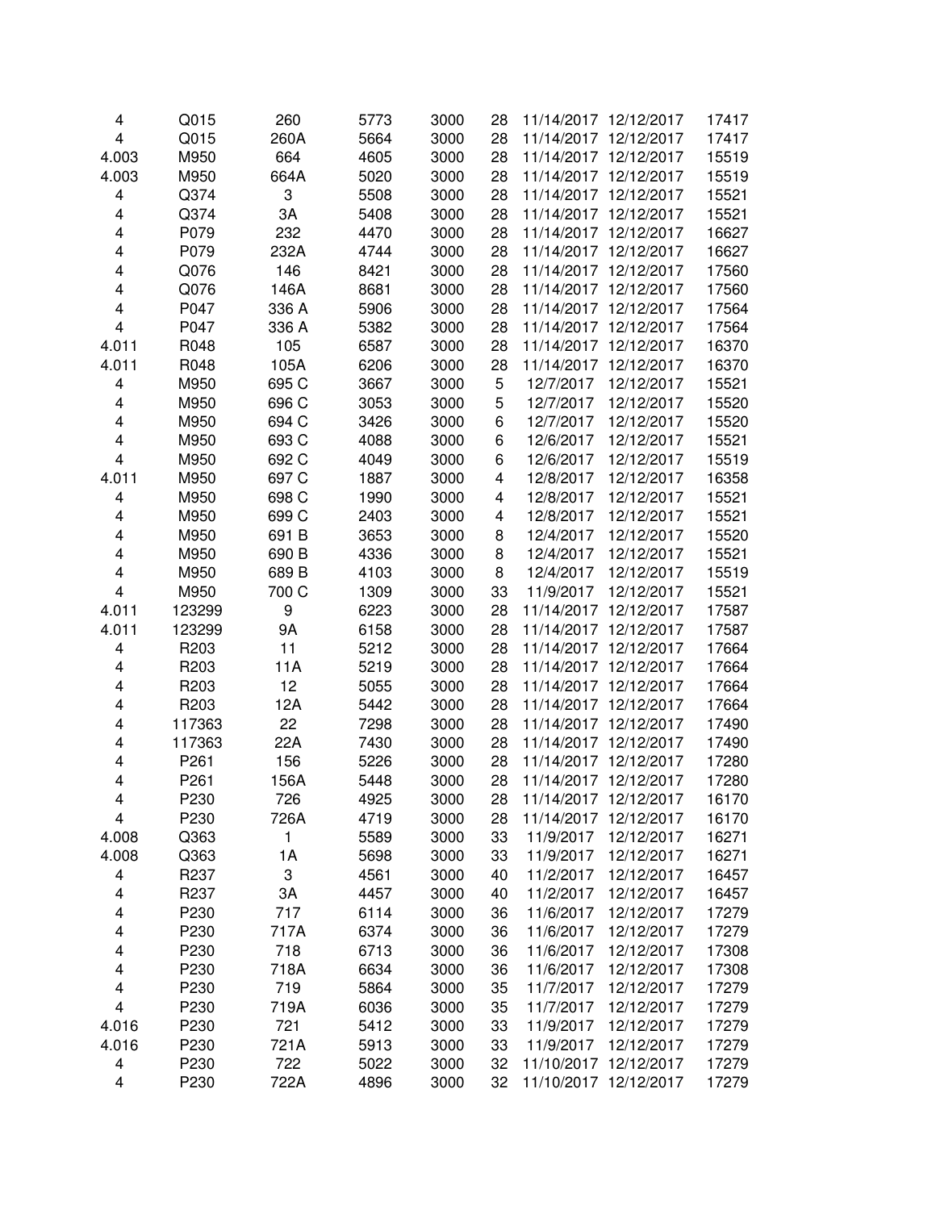| | | | | | | | | |
|---|---|---|---|---|---|---|---|---|
| 4 | Q015 | 260 | 5773 | 3000 | 28 | 11/14/2017 | 12/12/2017 | 17417 |
| 4 | Q015 | 260A | 5664 | 3000 | 28 | 11/14/2017 | 12/12/2017 | 17417 |
| 4.003 | M950 | 664 | 4605 | 3000 | 28 | 11/14/2017 | 12/12/2017 | 15519 |
| 4.003 | M950 | 664A | 5020 | 3000 | 28 | 11/14/2017 | 12/12/2017 | 15519 |
| 4 | Q374 | 3 | 5508 | 3000 | 28 | 11/14/2017 | 12/12/2017 | 15521 |
| 4 | Q374 | 3A | 5408 | 3000 | 28 | 11/14/2017 | 12/12/2017 | 15521 |
| 4 | P079 | 232 | 4470 | 3000 | 28 | 11/14/2017 | 12/12/2017 | 16627 |
| 4 | P079 | 232A | 4744 | 3000 | 28 | 11/14/2017 | 12/12/2017 | 16627 |
| 4 | Q076 | 146 | 8421 | 3000 | 28 | 11/14/2017 | 12/12/2017 | 17560 |
| 4 | Q076 | 146A | 8681 | 3000 | 28 | 11/14/2017 | 12/12/2017 | 17560 |
| 4 | P047 | 336 A | 5906 | 3000 | 28 | 11/14/2017 | 12/12/2017 | 17564 |
| 4 | P047 | 336 A | 5382 | 3000 | 28 | 11/14/2017 | 12/12/2017 | 17564 |
| 4.011 | R048 | 105 | 6587 | 3000 | 28 | 11/14/2017 | 12/12/2017 | 16370 |
| 4.011 | R048 | 105A | 6206 | 3000 | 28 | 11/14/2017 | 12/12/2017 | 16370 |
| 4 | M950 | 695 C | 3667 | 3000 | 5 | 12/7/2017 | 12/12/2017 | 15521 |
| 4 | M950 | 696 C | 3053 | 3000 | 5 | 12/7/2017 | 12/12/2017 | 15520 |
| 4 | M950 | 694 C | 3426 | 3000 | 6 | 12/7/2017 | 12/12/2017 | 15520 |
| 4 | M950 | 693 C | 4088 | 3000 | 6 | 12/6/2017 | 12/12/2017 | 15521 |
| 4 | M950 | 692 C | 4049 | 3000 | 6 | 12/6/2017 | 12/12/2017 | 15519 |
| 4.011 | M950 | 697 C | 1887 | 3000 | 4 | 12/8/2017 | 12/12/2017 | 16358 |
| 4 | M950 | 698 C | 1990 | 3000 | 4 | 12/8/2017 | 12/12/2017 | 15521 |
| 4 | M950 | 699 C | 2403 | 3000 | 4 | 12/8/2017 | 12/12/2017 | 15521 |
| 4 | M950 | 691 B | 3653 | 3000 | 8 | 12/4/2017 | 12/12/2017 | 15520 |
| 4 | M950 | 690 B | 4336 | 3000 | 8 | 12/4/2017 | 12/12/2017 | 15521 |
| 4 | M950 | 689 B | 4103 | 3000 | 8 | 12/4/2017 | 12/12/2017 | 15519 |
| 4 | M950 | 700 C | 1309 | 3000 | 33 | 11/9/2017 | 12/12/2017 | 15521 |
| 4.011 | 123299 | 9 | 6223 | 3000 | 28 | 11/14/2017 | 12/12/2017 | 17587 |
| 4.011 | 123299 | 9A | 6158 | 3000 | 28 | 11/14/2017 | 12/12/2017 | 17587 |
| 4 | R203 | 11 | 5212 | 3000 | 28 | 11/14/2017 | 12/12/2017 | 17664 |
| 4 | R203 | 11A | 5219 | 3000 | 28 | 11/14/2017 | 12/12/2017 | 17664 |
| 4 | R203 | 12 | 5055 | 3000 | 28 | 11/14/2017 | 12/12/2017 | 17664 |
| 4 | R203 | 12A | 5442 | 3000 | 28 | 11/14/2017 | 12/12/2017 | 17664 |
| 4 | 117363 | 22 | 7298 | 3000 | 28 | 11/14/2017 | 12/12/2017 | 17490 |
| 4 | 117363 | 22A | 7430 | 3000 | 28 | 11/14/2017 | 12/12/2017 | 17490 |
| 4 | P261 | 156 | 5226 | 3000 | 28 | 11/14/2017 | 12/12/2017 | 17280 |
| 4 | P261 | 156A | 5448 | 3000 | 28 | 11/14/2017 | 12/12/2017 | 17280 |
| 4 | P230 | 726 | 4925 | 3000 | 28 | 11/14/2017 | 12/12/2017 | 16170 |
| 4 | P230 | 726A | 4719 | 3000 | 28 | 11/14/2017 | 12/12/2017 | 16170 |
| 4.008 | Q363 | 1 | 5589 | 3000 | 33 | 11/9/2017 | 12/12/2017 | 16271 |
| 4.008 | Q363 | 1A | 5698 | 3000 | 33 | 11/9/2017 | 12/12/2017 | 16271 |
| 4 | R237 | 3 | 4561 | 3000 | 40 | 11/2/2017 | 12/12/2017 | 16457 |
| 4 | R237 | 3A | 4457 | 3000 | 40 | 11/2/2017 | 12/12/2017 | 16457 |
| 4 | P230 | 717 | 6114 | 3000 | 36 | 11/6/2017 | 12/12/2017 | 17279 |
| 4 | P230 | 717A | 6374 | 3000 | 36 | 11/6/2017 | 12/12/2017 | 17279 |
| 4 | P230 | 718 | 6713 | 3000 | 36 | 11/6/2017 | 12/12/2017 | 17308 |
| 4 | P230 | 718A | 6634 | 3000 | 36 | 11/6/2017 | 12/12/2017 | 17308 |
| 4 | P230 | 719 | 5864 | 3000 | 35 | 11/7/2017 | 12/12/2017 | 17279 |
| 4 | P230 | 719A | 6036 | 3000 | 35 | 11/7/2017 | 12/12/2017 | 17279 |
| 4.016 | P230 | 721 | 5412 | 3000 | 33 | 11/9/2017 | 12/12/2017 | 17279 |
| 4.016 | P230 | 721A | 5913 | 3000 | 33 | 11/9/2017 | 12/12/2017 | 17279 |
| 4 | P230 | 722 | 5022 | 3000 | 32 | 11/10/2017 | 12/12/2017 | 17279 |
| 4 | P230 | 722A | 4896 | 3000 | 32 | 11/10/2017 | 12/12/2017 | 17279 |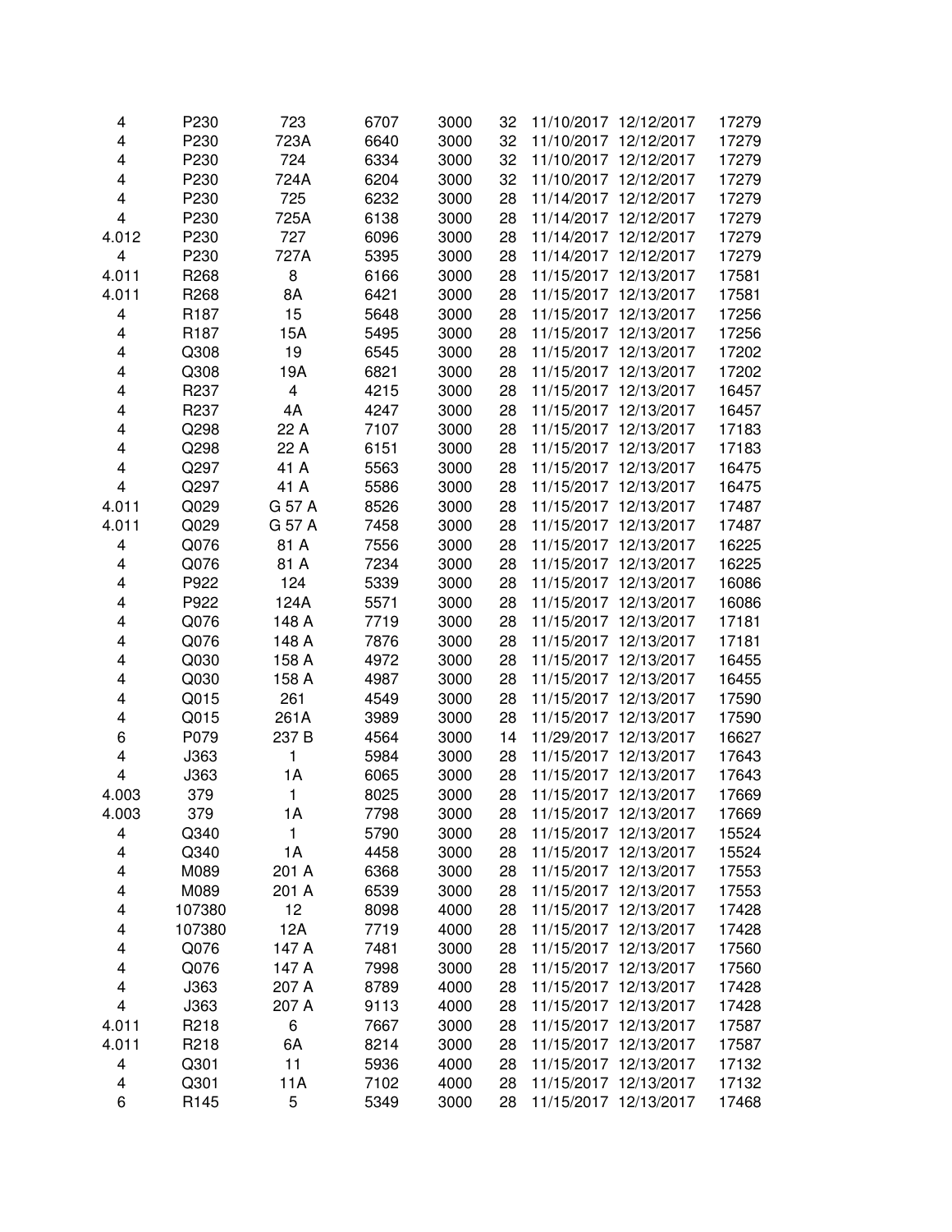| | | | | | | | | |
|---|---|---|---|---|---|---|---|---|
| 4 | P230 | 723 | 6707 | 3000 | 32 | 11/10/2017 | 12/12/2017 | 17279 |
| 4 | P230 | 723A | 6640 | 3000 | 32 | 11/10/2017 | 12/12/2017 | 17279 |
| 4 | P230 | 724 | 6334 | 3000 | 32 | 11/10/2017 | 12/12/2017 | 17279 |
| 4 | P230 | 724A | 6204 | 3000 | 32 | 11/10/2017 | 12/12/2017 | 17279 |
| 4 | P230 | 725 | 6232 | 3000 | 28 | 11/14/2017 | 12/12/2017 | 17279 |
| 4 | P230 | 725A | 6138 | 3000 | 28 | 11/14/2017 | 12/12/2017 | 17279 |
| 4.012 | P230 | 727 | 6096 | 3000 | 28 | 11/14/2017 | 12/12/2017 | 17279 |
| 4 | P230 | 727A | 5395 | 3000 | 28 | 11/14/2017 | 12/12/2017 | 17279 |
| 4.011 | R268 | 8 | 6166 | 3000 | 28 | 11/15/2017 | 12/13/2017 | 17581 |
| 4.011 | R268 | 8A | 6421 | 3000 | 28 | 11/15/2017 | 12/13/2017 | 17581 |
| 4 | R187 | 15 | 5648 | 3000 | 28 | 11/15/2017 | 12/13/2017 | 17256 |
| 4 | R187 | 15A | 5495 | 3000 | 28 | 11/15/2017 | 12/13/2017 | 17256 |
| 4 | Q308 | 19 | 6545 | 3000 | 28 | 11/15/2017 | 12/13/2017 | 17202 |
| 4 | Q308 | 19A | 6821 | 3000 | 28 | 11/15/2017 | 12/13/2017 | 17202 |
| 4 | R237 | 4 | 4215 | 3000 | 28 | 11/15/2017 | 12/13/2017 | 16457 |
| 4 | R237 | 4A | 4247 | 3000 | 28 | 11/15/2017 | 12/13/2017 | 16457 |
| 4 | Q298 | 22 A | 7107 | 3000 | 28 | 11/15/2017 | 12/13/2017 | 17183 |
| 4 | Q298 | 22 A | 6151 | 3000 | 28 | 11/15/2017 | 12/13/2017 | 17183 |
| 4 | Q297 | 41 A | 5563 | 3000 | 28 | 11/15/2017 | 12/13/2017 | 16475 |
| 4 | Q297 | 41 A | 5586 | 3000 | 28 | 11/15/2017 | 12/13/2017 | 16475 |
| 4.011 | Q029 | G 57 A | 8526 | 3000 | 28 | 11/15/2017 | 12/13/2017 | 17487 |
| 4.011 | Q029 | G 57 A | 7458 | 3000 | 28 | 11/15/2017 | 12/13/2017 | 17487 |
| 4 | Q076 | 81 A | 7556 | 3000 | 28 | 11/15/2017 | 12/13/2017 | 16225 |
| 4 | Q076 | 81 A | 7234 | 3000 | 28 | 11/15/2017 | 12/13/2017 | 16225 |
| 4 | P922 | 124 | 5339 | 3000 | 28 | 11/15/2017 | 12/13/2017 | 16086 |
| 4 | P922 | 124A | 5571 | 3000 | 28 | 11/15/2017 | 12/13/2017 | 16086 |
| 4 | Q076 | 148 A | 7719 | 3000 | 28 | 11/15/2017 | 12/13/2017 | 17181 |
| 4 | Q076 | 148 A | 7876 | 3000 | 28 | 11/15/2017 | 12/13/2017 | 17181 |
| 4 | Q030 | 158 A | 4972 | 3000 | 28 | 11/15/2017 | 12/13/2017 | 16455 |
| 4 | Q030 | 158 A | 4987 | 3000 | 28 | 11/15/2017 | 12/13/2017 | 16455 |
| 4 | Q015 | 261 | 4549 | 3000 | 28 | 11/15/2017 | 12/13/2017 | 17590 |
| 4 | Q015 | 261A | 3989 | 3000 | 28 | 11/15/2017 | 12/13/2017 | 17590 |
| 6 | P079 | 237 B | 4564 | 3000 | 14 | 11/29/2017 | 12/13/2017 | 16627 |
| 4 | J363 | 1 | 5984 | 3000 | 28 | 11/15/2017 | 12/13/2017 | 17643 |
| 4 | J363 | 1A | 6065 | 3000 | 28 | 11/15/2017 | 12/13/2017 | 17643 |
| 4.003 | 379 | 1 | 8025 | 3000 | 28 | 11/15/2017 | 12/13/2017 | 17669 |
| 4.003 | 379 | 1A | 7798 | 3000 | 28 | 11/15/2017 | 12/13/2017 | 17669 |
| 4 | Q340 | 1 | 5790 | 3000 | 28 | 11/15/2017 | 12/13/2017 | 15524 |
| 4 | Q340 | 1A | 4458 | 3000 | 28 | 11/15/2017 | 12/13/2017 | 15524 |
| 4 | M089 | 201 A | 6368 | 3000 | 28 | 11/15/2017 | 12/13/2017 | 17553 |
| 4 | M089 | 201 A | 6539 | 3000 | 28 | 11/15/2017 | 12/13/2017 | 17553 |
| 4 | 107380 | 12 | 8098 | 4000 | 28 | 11/15/2017 | 12/13/2017 | 17428 |
| 4 | 107380 | 12A | 7719 | 4000 | 28 | 11/15/2017 | 12/13/2017 | 17428 |
| 4 | Q076 | 147 A | 7481 | 3000 | 28 | 11/15/2017 | 12/13/2017 | 17560 |
| 4 | Q076 | 147 A | 7998 | 3000 | 28 | 11/15/2017 | 12/13/2017 | 17560 |
| 4 | J363 | 207 A | 8789 | 4000 | 28 | 11/15/2017 | 12/13/2017 | 17428 |
| 4 | J363 | 207 A | 9113 | 4000 | 28 | 11/15/2017 | 12/13/2017 | 17428 |
| 4.011 | R218 | 6 | 7667 | 3000 | 28 | 11/15/2017 | 12/13/2017 | 17587 |
| 4.011 | R218 | 6A | 8214 | 3000 | 28 | 11/15/2017 | 12/13/2017 | 17587 |
| 4 | Q301 | 11 | 5936 | 4000 | 28 | 11/15/2017 | 12/13/2017 | 17132 |
| 4 | Q301 | 11A | 7102 | 4000 | 28 | 11/15/2017 | 12/13/2017 | 17132 |
| 6 | R145 | 5 | 5349 | 3000 | 28 | 11/15/2017 | 12/13/2017 | 17468 |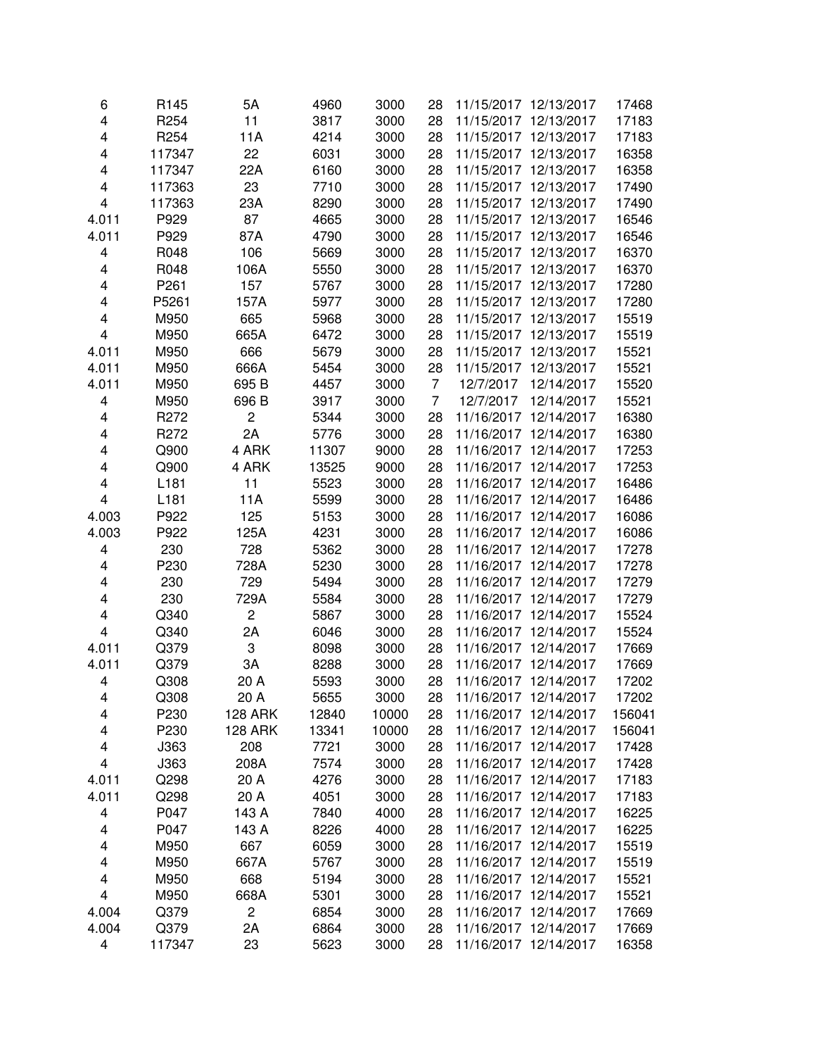| | | | | | | | | |
|---|---|---|---|---|---|---|---|---|
| 6 | R145 | 5A | 4960 | 3000 | 28 | 11/15/2017 | 12/13/2017 | 17468 |
| 4 | R254 | 11 | 3817 | 3000 | 28 | 11/15/2017 | 12/13/2017 | 17183 |
| 4 | R254 | 11A | 4214 | 3000 | 28 | 11/15/2017 | 12/13/2017 | 17183 |
| 4 | 117347 | 22 | 6031 | 3000 | 28 | 11/15/2017 | 12/13/2017 | 16358 |
| 4 | 117347 | 22A | 6160 | 3000 | 28 | 11/15/2017 | 12/13/2017 | 16358 |
| 4 | 117363 | 23 | 7710 | 3000 | 28 | 11/15/2017 | 12/13/2017 | 17490 |
| 4 | 117363 | 23A | 8290 | 3000 | 28 | 11/15/2017 | 12/13/2017 | 17490 |
| 4.011 | P929 | 87 | 4665 | 3000 | 28 | 11/15/2017 | 12/13/2017 | 16546 |
| 4.011 | P929 | 87A | 4790 | 3000 | 28 | 11/15/2017 | 12/13/2017 | 16546 |
| 4 | R048 | 106 | 5669 | 3000 | 28 | 11/15/2017 | 12/13/2017 | 16370 |
| 4 | R048 | 106A | 5550 | 3000 | 28 | 11/15/2017 | 12/13/2017 | 16370 |
| 4 | P261 | 157 | 5767 | 3000 | 28 | 11/15/2017 | 12/13/2017 | 17280 |
| 4 | P5261 | 157A | 5977 | 3000 | 28 | 11/15/2017 | 12/13/2017 | 17280 |
| 4 | M950 | 665 | 5968 | 3000 | 28 | 11/15/2017 | 12/13/2017 | 15519 |
| 4 | M950 | 665A | 6472 | 3000 | 28 | 11/15/2017 | 12/13/2017 | 15519 |
| 4.011 | M950 | 666 | 5679 | 3000 | 28 | 11/15/2017 | 12/13/2017 | 15521 |
| 4.011 | M950 | 666A | 5454 | 3000 | 28 | 11/15/2017 | 12/13/2017 | 15521 |
| 4.011 | M950 | 695 B | 4457 | 3000 | 7 | 12/7/2017 | 12/14/2017 | 15520 |
| 4 | M950 | 696 B | 3917 | 3000 | 7 | 12/7/2017 | 12/14/2017 | 15521 |
| 4 | R272 | 2 | 5344 | 3000 | 28 | 11/16/2017 | 12/14/2017 | 16380 |
| 4 | R272 | 2A | 5776 | 3000 | 28 | 11/16/2017 | 12/14/2017 | 16380 |
| 4 | Q900 | 4 ARK | 11307 | 9000 | 28 | 11/16/2017 | 12/14/2017 | 17253 |
| 4 | Q900 | 4 ARK | 13525 | 9000 | 28 | 11/16/2017 | 12/14/2017 | 17253 |
| 4 | L181 | 11 | 5523 | 3000 | 28 | 11/16/2017 | 12/14/2017 | 16486 |
| 4 | L181 | 11A | 5599 | 3000 | 28 | 11/16/2017 | 12/14/2017 | 16486 |
| 4.003 | P922 | 125 | 5153 | 3000 | 28 | 11/16/2017 | 12/14/2017 | 16086 |
| 4.003 | P922 | 125A | 4231 | 3000 | 28 | 11/16/2017 | 12/14/2017 | 16086 |
| 4 | 230 | 728 | 5362 | 3000 | 28 | 11/16/2017 | 12/14/2017 | 17278 |
| 4 | P230 | 728A | 5230 | 3000 | 28 | 11/16/2017 | 12/14/2017 | 17278 |
| 4 | 230 | 729 | 5494 | 3000 | 28 | 11/16/2017 | 12/14/2017 | 17279 |
| 4 | 230 | 729A | 5584 | 3000 | 28 | 11/16/2017 | 12/14/2017 | 17279 |
| 4 | Q340 | 2 | 5867 | 3000 | 28 | 11/16/2017 | 12/14/2017 | 15524 |
| 4 | Q340 | 2A | 6046 | 3000 | 28 | 11/16/2017 | 12/14/2017 | 15524 |
| 4.011 | Q379 | 3 | 8098 | 3000 | 28 | 11/16/2017 | 12/14/2017 | 17669 |
| 4.011 | Q379 | 3A | 8288 | 3000 | 28 | 11/16/2017 | 12/14/2017 | 17669 |
| 4 | Q308 | 20 A | 5593 | 3000 | 28 | 11/16/2017 | 12/14/2017 | 17202 |
| 4 | Q308 | 20 A | 5655 | 3000 | 28 | 11/16/2017 | 12/14/2017 | 17202 |
| 4 | P230 | 128 ARK | 12840 | 10000 | 28 | 11/16/2017 | 12/14/2017 | 156041 |
| 4 | P230 | 128 ARK | 13341 | 10000 | 28 | 11/16/2017 | 12/14/2017 | 156041 |
| 4 | J363 | 208 | 7721 | 3000 | 28 | 11/16/2017 | 12/14/2017 | 17428 |
| 4 | J363 | 208A | 7574 | 3000 | 28 | 11/16/2017 | 12/14/2017 | 17428 |
| 4.011 | Q298 | 20 A | 4276 | 3000 | 28 | 11/16/2017 | 12/14/2017 | 17183 |
| 4.011 | Q298 | 20 A | 4051 | 3000 | 28 | 11/16/2017 | 12/14/2017 | 17183 |
| 4 | P047 | 143 A | 7840 | 4000 | 28 | 11/16/2017 | 12/14/2017 | 16225 |
| 4 | P047 | 143 A | 8226 | 4000 | 28 | 11/16/2017 | 12/14/2017 | 16225 |
| 4 | M950 | 667 | 6059 | 3000 | 28 | 11/16/2017 | 12/14/2017 | 15519 |
| 4 | M950 | 667A | 5767 | 3000 | 28 | 11/16/2017 | 12/14/2017 | 15519 |
| 4 | M950 | 668 | 5194 | 3000 | 28 | 11/16/2017 | 12/14/2017 | 15521 |
| 4 | M950 | 668A | 5301 | 3000 | 28 | 11/16/2017 | 12/14/2017 | 15521 |
| 4.004 | Q379 | 2 | 6854 | 3000 | 28 | 11/16/2017 | 12/14/2017 | 17669 |
| 4.004 | Q379 | 2A | 6864 | 3000 | 28 | 11/16/2017 | 12/14/2017 | 17669 |
| 4 | 117347 | 23 | 5623 | 3000 | 28 | 11/16/2017 | 12/14/2017 | 16358 |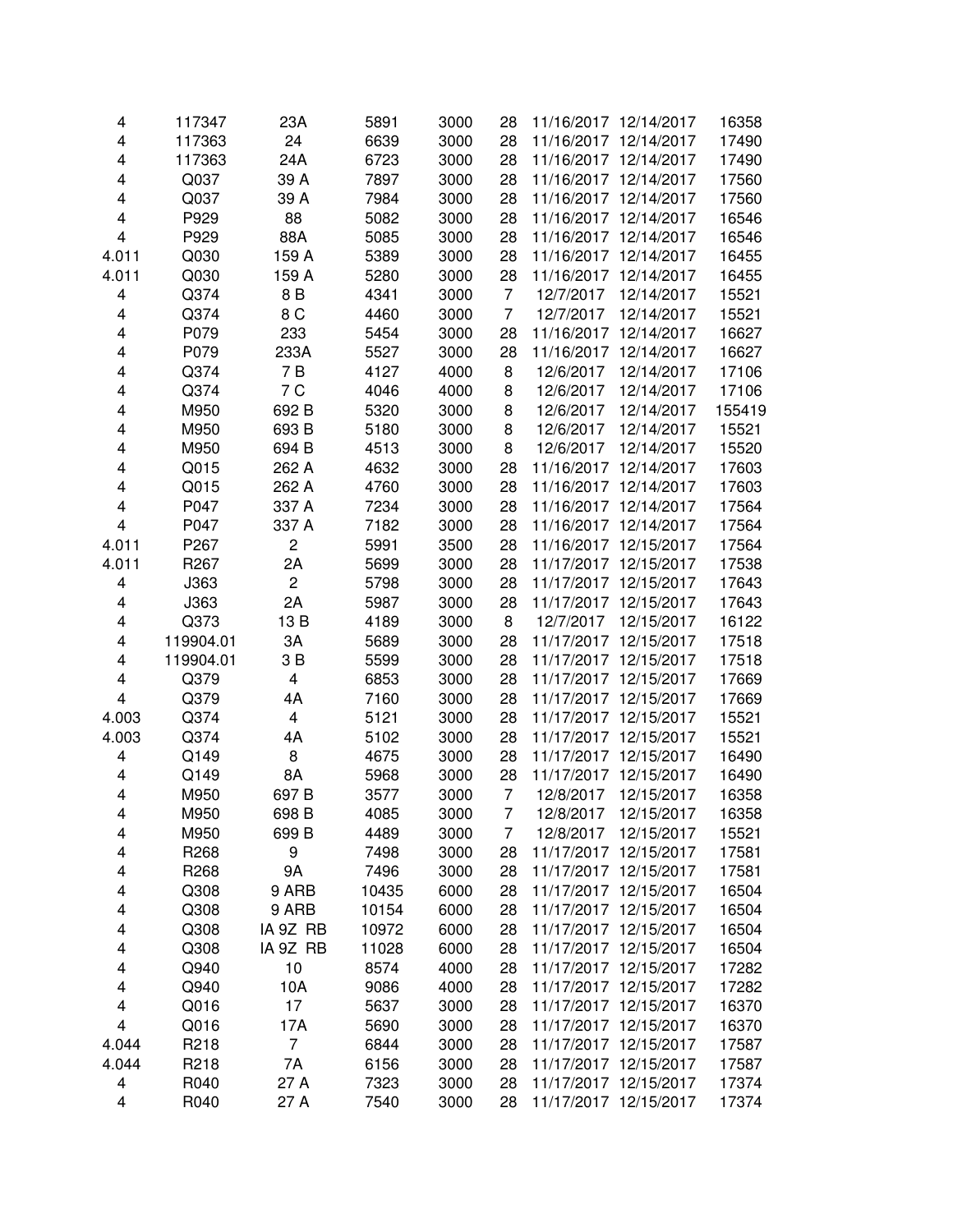| | | | | | | | | |
|---|---|---|---|---|---|---|---|---|
| 4 | 117347 | 23A | 5891 | 3000 | 28 | 11/16/2017 | 12/14/2017 | 16358 |
| 4 | 117363 | 24 | 6639 | 3000 | 28 | 11/16/2017 | 12/14/2017 | 17490 |
| 4 | 117363 | 24A | 6723 | 3000 | 28 | 11/16/2017 | 12/14/2017 | 17490 |
| 4 | Q037 | 39 A | 7897 | 3000 | 28 | 11/16/2017 | 12/14/2017 | 17560 |
| 4 | Q037 | 39 A | 7984 | 3000 | 28 | 11/16/2017 | 12/14/2017 | 17560 |
| 4 | P929 | 88 | 5082 | 3000 | 28 | 11/16/2017 | 12/14/2017 | 16546 |
| 4 | P929 | 88A | 5085 | 3000 | 28 | 11/16/2017 | 12/14/2017 | 16546 |
| 4.011 | Q030 | 159 A | 5389 | 3000 | 28 | 11/16/2017 | 12/14/2017 | 16455 |
| 4.011 | Q030 | 159 A | 5280 | 3000 | 28 | 11/16/2017 | 12/14/2017 | 16455 |
| 4 | Q374 | 8 B | 4341 | 3000 | 7 | 12/7/2017 | 12/14/2017 | 15521 |
| 4 | Q374 | 8 C | 4460 | 3000 | 7 | 12/7/2017 | 12/14/2017 | 15521 |
| 4 | P079 | 233 | 5454 | 3000 | 28 | 11/16/2017 | 12/14/2017 | 16627 |
| 4 | P079 | 233A | 5527 | 3000 | 28 | 11/16/2017 | 12/14/2017 | 16627 |
| 4 | Q374 | 7 B | 4127 | 4000 | 8 | 12/6/2017 | 12/14/2017 | 17106 |
| 4 | Q374 | 7 C | 4046 | 4000 | 8 | 12/6/2017 | 12/14/2017 | 17106 |
| 4 | M950 | 692 B | 5320 | 3000 | 8 | 12/6/2017 | 12/14/2017 | 155419 |
| 4 | M950 | 693 B | 5180 | 3000 | 8 | 12/6/2017 | 12/14/2017 | 15521 |
| 4 | M950 | 694 B | 4513 | 3000 | 8 | 12/6/2017 | 12/14/2017 | 15520 |
| 4 | Q015 | 262 A | 4632 | 3000 | 28 | 11/16/2017 | 12/14/2017 | 17603 |
| 4 | Q015 | 262 A | 4760 | 3000 | 28 | 11/16/2017 | 12/14/2017 | 17603 |
| 4 | P047 | 337 A | 7234 | 3000 | 28 | 11/16/2017 | 12/14/2017 | 17564 |
| 4 | P047 | 337 A | 7182 | 3000 | 28 | 11/16/2017 | 12/14/2017 | 17564 |
| 4.011 | P267 | 2 | 5991 | 3500 | 28 | 11/16/2017 | 12/15/2017 | 17564 |
| 4.011 | R267 | 2A | 5699 | 3000 | 28 | 11/17/2017 | 12/15/2017 | 17538 |
| 4 | J363 | 2 | 5798 | 3000 | 28 | 11/17/2017 | 12/15/2017 | 17643 |
| 4 | J363 | 2A | 5987 | 3000 | 28 | 11/17/2017 | 12/15/2017 | 17643 |
| 4 | Q373 | 13 B | 4189 | 3000 | 8 | 12/7/2017 | 12/15/2017 | 16122 |
| 4 | 119904.01 | 3A | 5689 | 3000 | 28 | 11/17/2017 | 12/15/2017 | 17518 |
| 4 | 119904.01 | 3 B | 5599 | 3000 | 28 | 11/17/2017 | 12/15/2017 | 17518 |
| 4 | Q379 | 4 | 6853 | 3000 | 28 | 11/17/2017 | 12/15/2017 | 17669 |
| 4 | Q379 | 4A | 7160 | 3000 | 28 | 11/17/2017 | 12/15/2017 | 17669 |
| 4.003 | Q374 | 4 | 5121 | 3000 | 28 | 11/17/2017 | 12/15/2017 | 15521 |
| 4.003 | Q374 | 4A | 5102 | 3000 | 28 | 11/17/2017 | 12/15/2017 | 15521 |
| 4 | Q149 | 8 | 4675 | 3000 | 28 | 11/17/2017 | 12/15/2017 | 16490 |
| 4 | Q149 | 8A | 5968 | 3000 | 28 | 11/17/2017 | 12/15/2017 | 16490 |
| 4 | M950 | 697 B | 3577 | 3000 | 7 | 12/8/2017 | 12/15/2017 | 16358 |
| 4 | M950 | 698 B | 4085 | 3000 | 7 | 12/8/2017 | 12/15/2017 | 16358 |
| 4 | M950 | 699 B | 4489 | 3000 | 7 | 12/8/2017 | 12/15/2017 | 15521 |
| 4 | R268 | 9 | 7498 | 3000 | 28 | 11/17/2017 | 12/15/2017 | 17581 |
| 4 | R268 | 9A | 7496 | 3000 | 28 | 11/17/2017 | 12/15/2017 | 17581 |
| 4 | Q308 | 9 ARB | 10435 | 6000 | 28 | 11/17/2017 | 12/15/2017 | 16504 |
| 4 | Q308 | 9 ARB | 10154 | 6000 | 28 | 11/17/2017 | 12/15/2017 | 16504 |
| 4 | Q308 | IA 9Z RB | 10972 | 6000 | 28 | 11/17/2017 | 12/15/2017 | 16504 |
| 4 | Q308 | IA 9Z RB | 11028 | 6000 | 28 | 11/17/2017 | 12/15/2017 | 16504 |
| 4 | Q940 | 10 | 8574 | 4000 | 28 | 11/17/2017 | 12/15/2017 | 17282 |
| 4 | Q940 | 10A | 9086 | 4000 | 28 | 11/17/2017 | 12/15/2017 | 17282 |
| 4 | Q016 | 17 | 5637 | 3000 | 28 | 11/17/2017 | 12/15/2017 | 16370 |
| 4 | Q016 | 17A | 5690 | 3000 | 28 | 11/17/2017 | 12/15/2017 | 16370 |
| 4.044 | R218 | 7 | 6844 | 3000 | 28 | 11/17/2017 | 12/15/2017 | 17587 |
| 4.044 | R218 | 7A | 6156 | 3000 | 28 | 11/17/2017 | 12/15/2017 | 17587 |
| 4 | R040 | 27 A | 7323 | 3000 | 28 | 11/17/2017 | 12/15/2017 | 17374 |
| 4 | R040 | 27 A | 7540 | 3000 | 28 | 11/17/2017 | 12/15/2017 | 17374 |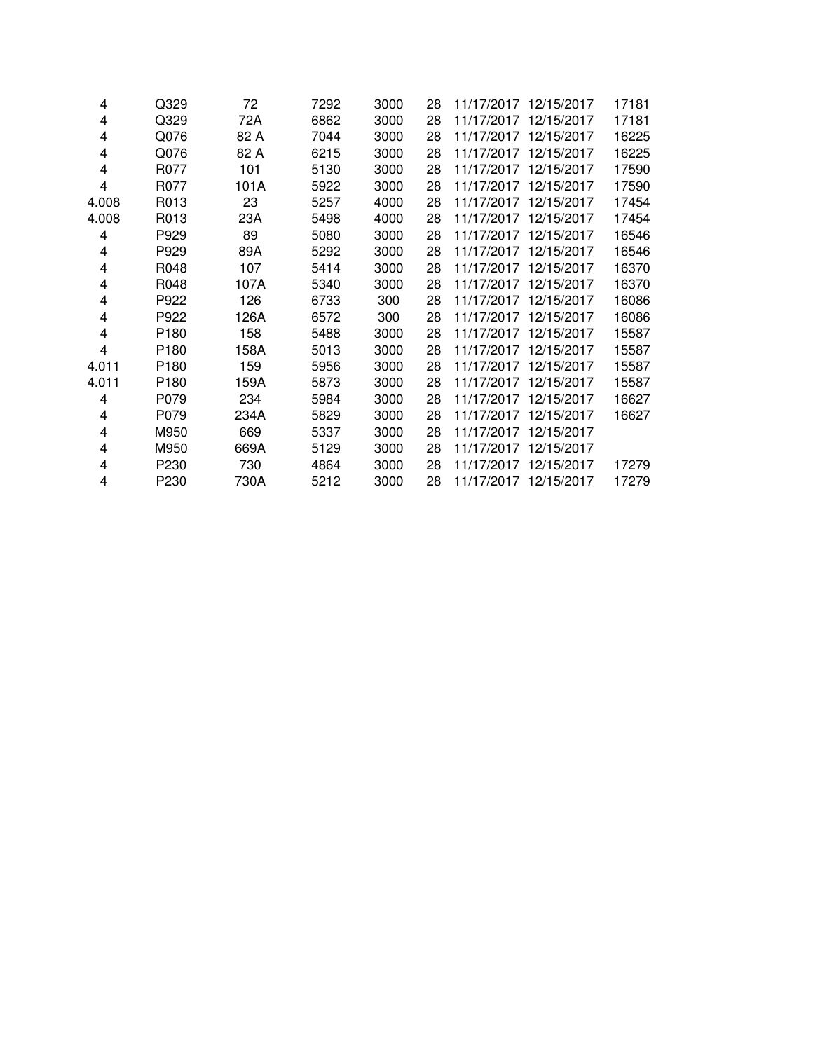| | | | | | | | | |
|---|---|---|---|---|---|---|---|---|
| 4 | Q329 | 72 | 7292 | 3000 | 28 | 11/17/2017 | 12/15/2017 | 17181 |
| 4 | Q329 | 72A | 6862 | 3000 | 28 | 11/17/2017 | 12/15/2017 | 17181 |
| 4 | Q076 | 82 A | 7044 | 3000 | 28 | 11/17/2017 | 12/15/2017 | 16225 |
| 4 | Q076 | 82 A | 6215 | 3000 | 28 | 11/17/2017 | 12/15/2017 | 16225 |
| 4 | R077 | 101 | 5130 | 3000 | 28 | 11/17/2017 | 12/15/2017 | 17590 |
| 4 | R077 | 101A | 5922 | 3000 | 28 | 11/17/2017 | 12/15/2017 | 17590 |
| 4.008 | R013 | 23 | 5257 | 4000 | 28 | 11/17/2017 | 12/15/2017 | 17454 |
| 4.008 | R013 | 23A | 5498 | 4000 | 28 | 11/17/2017 | 12/15/2017 | 17454 |
| 4 | P929 | 89 | 5080 | 3000 | 28 | 11/17/2017 | 12/15/2017 | 16546 |
| 4 | P929 | 89A | 5292 | 3000 | 28 | 11/17/2017 | 12/15/2017 | 16546 |
| 4 | R048 | 107 | 5414 | 3000 | 28 | 11/17/2017 | 12/15/2017 | 16370 |
| 4 | R048 | 107A | 5340 | 3000 | 28 | 11/17/2017 | 12/15/2017 | 16370 |
| 4 | P922 | 126 | 6733 | 300 | 28 | 11/17/2017 | 12/15/2017 | 16086 |
| 4 | P922 | 126A | 6572 | 300 | 28 | 11/17/2017 | 12/15/2017 | 16086 |
| 4 | P180 | 158 | 5488 | 3000 | 28 | 11/17/2017 | 12/15/2017 | 15587 |
| 4 | P180 | 158A | 5013 | 3000 | 28 | 11/17/2017 | 12/15/2017 | 15587 |
| 4.011 | P180 | 159 | 5956 | 3000 | 28 | 11/17/2017 | 12/15/2017 | 15587 |
| 4.011 | P180 | 159A | 5873 | 3000 | 28 | 11/17/2017 | 12/15/2017 | 15587 |
| 4 | P079 | 234 | 5984 | 3000 | 28 | 11/17/2017 | 12/15/2017 | 16627 |
| 4 | P079 | 234A | 5829 | 3000 | 28 | 11/17/2017 | 12/15/2017 | 16627 |
| 4 | M950 | 669 | 5337 | 3000 | 28 | 11/17/2017 | 12/15/2017 | |
| 4 | M950 | 669A | 5129 | 3000 | 28 | 11/17/2017 | 12/15/2017 | |
| 4 | P230 | 730 | 4864 | 3000 | 28 | 11/17/2017 | 12/15/2017 | 17279 |
| 4 | P230 | 730A | 5212 | 3000 | 28 | 11/17/2017 | 12/15/2017 | 17279 |